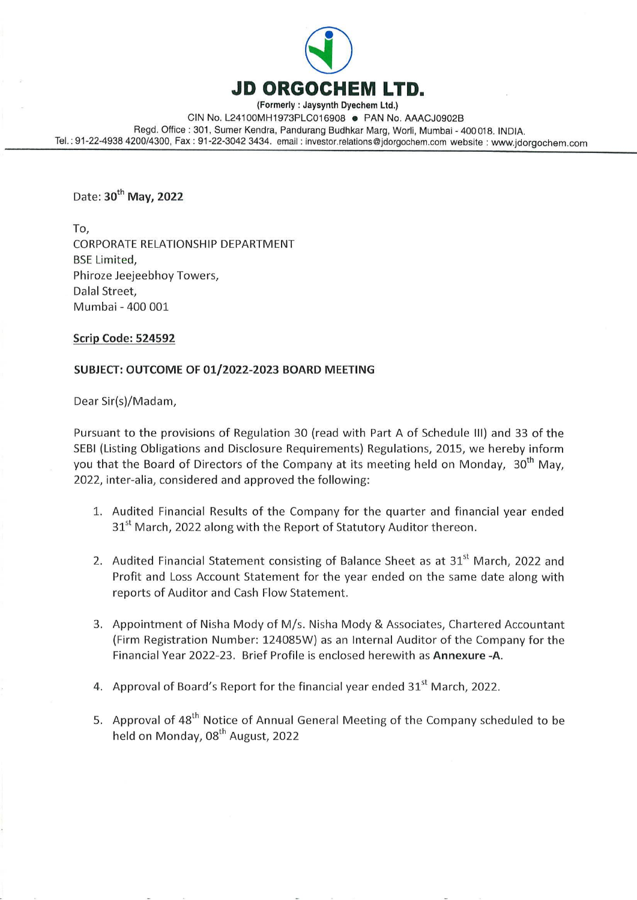# JD ORGOCHEM LTD.

**(Formerly : Jaysynth Dyechem Ltd.)**

CIN No. L24100MH1973PLC016908 • PAN No. AAACJ0902B

Regd. Office : 301, Sumer Kendra, Pandurang Budhkar Marg, Worli, Mumbai - 400 018. INDIA.

Tel. : 91-22-4938 4200/4300, Fax : 91-22-3042 3434. email : investor.relations@jdorgochem.com website : www.jdorgochem.com

Date: **30th May, 2022**

To,
CORPORATE RELATIONSHIP DEPARTMENT
BSE Limited,
Phiroze Jeejeebhoy Towers,
Dalal Street,
Mumbai - 400 001

**Scrip Code: 524592**

**SUBJECT: OUTCOME OF 01/2022-2023 BOARD MEETING**

Dear Sir(s)/Madam,

Pursuant to the provisions of Regulation 30 (read with Part A of Schedule III) and 33 of the SEBI (Listing Obligations and Disclosure Requirements) Regulations, 2015, we hereby inform you that the Board of Directors of the Company at its meeting held on Monday, 30th May, 2022, inter-alia, considered and approved the following:

1. Audited Financial Results of the Company for the quarter and financial year ended 31st March, 2022 along with the Report of Statutory Auditor thereon.

2. Audited Financial Statement consisting of Balance Sheet as at 31st March, 2022 and Profit and Loss Account Statement for the year ended on the same date along with reports of Auditor and Cash Flow Statement.

3. Appointment of Nisha Mody of M/s. Nisha Mody & Associates, Chartered Accountant (Firm Registration Number: 124085W) as an Internal Auditor of the Company for the Financial Year 2022-23. Brief Profile is enclosed herewith as **Annexure -A**.

4. Approval of Board's Report for the financial year ended 31st March, 2022.

5. Approval of 48th Notice of Annual General Meeting of the Company scheduled to be held on Monday, 08th August, 2022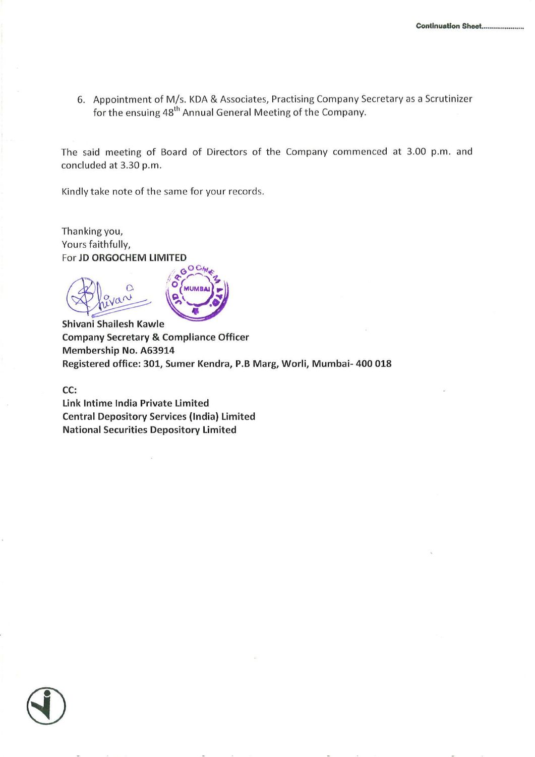6. Appointment of M/s. KDA & Associates, Practising Company Secretary as a Scrutinizer for the ensuing 48th Annual General Meeting of the Company.

The said meeting of Board of Directors of the Company commenced at 3.00 p.m. and concluded at 3.30 p.m.

Kindly take note of the same for your records.

Thanking you,
Yours faithfully,
For **JD ORGOCHEM LIMITED**

**Shivani Shailesh Kawle**
**Company Secretary & Compliance Officer**
**Membership No. A63914**
**Registered office: 301, Sumer Kendra, P.B Marg, Worli, Mumbai- 400 018**

**CC:**
**Link Intime India Private Limited**
**Central Depository Services (India) Limited**
**National Securities Depository Limited**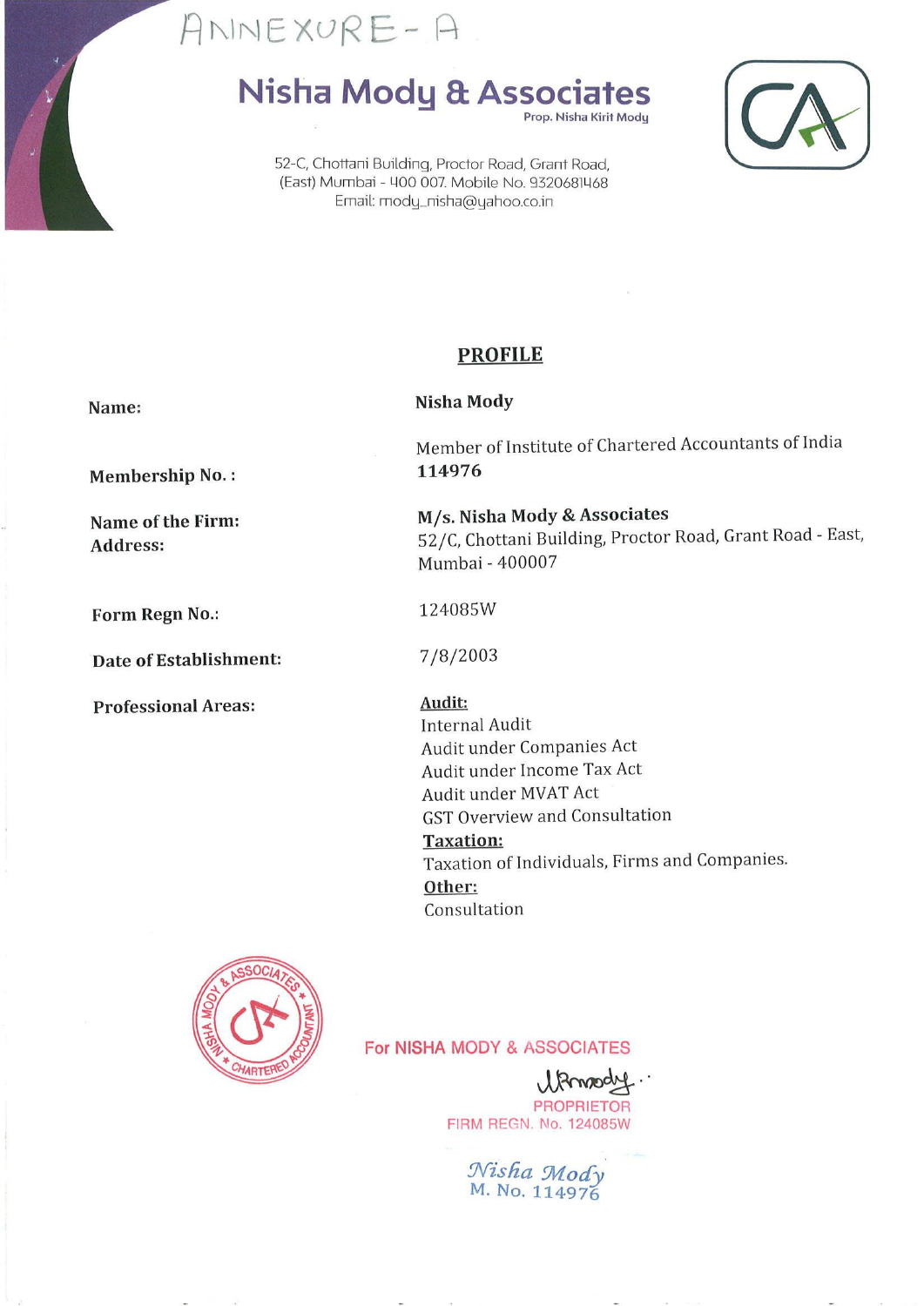ANNEXURE - A

# Nisha Mody & Associates

Prop. Nisha Kirit Mody

52-C, Chottani Building, Proctor Road, Grant Road, (East) Mumbai - 400 007. Mobile No. 9320681468
Email: mody_nisha@yahoo.co.in

## PROFILE

| | |
|---|---|
| **Name:** | **Nisha Mody** |
| | Member of Institute of Chartered Accountants of India |
| **Membership No. :** | **114976** |
| **Name of the Firm:** | **M/s. Nisha Mody & Associates** |
| **Address:** | 52/C, Chottani Building, Proctor Road, Grant Road - East, Mumbai - 400007 |
| **Form Regn No.:** | 124085W |
| **Date of Establishment:** | 7/8/2003 |
| **Professional Areas:** | **Audit:** Internal Audit; Audit under Companies Act; Audit under Income Tax Act; Audit under MVAT Act; GST Overview and Consultation; **Taxation:** Taxation of Individuals, Firms and Companies.; **Other:** Consultation |

NISHA MODY & ASSOCIATES * CHARTERED ACCOUNTANT *

For NISHA MODY & ASSOCIATES

PROPRIETOR
FIRM REGN. No. 124085W

Nisha Mody
M. No. 114976